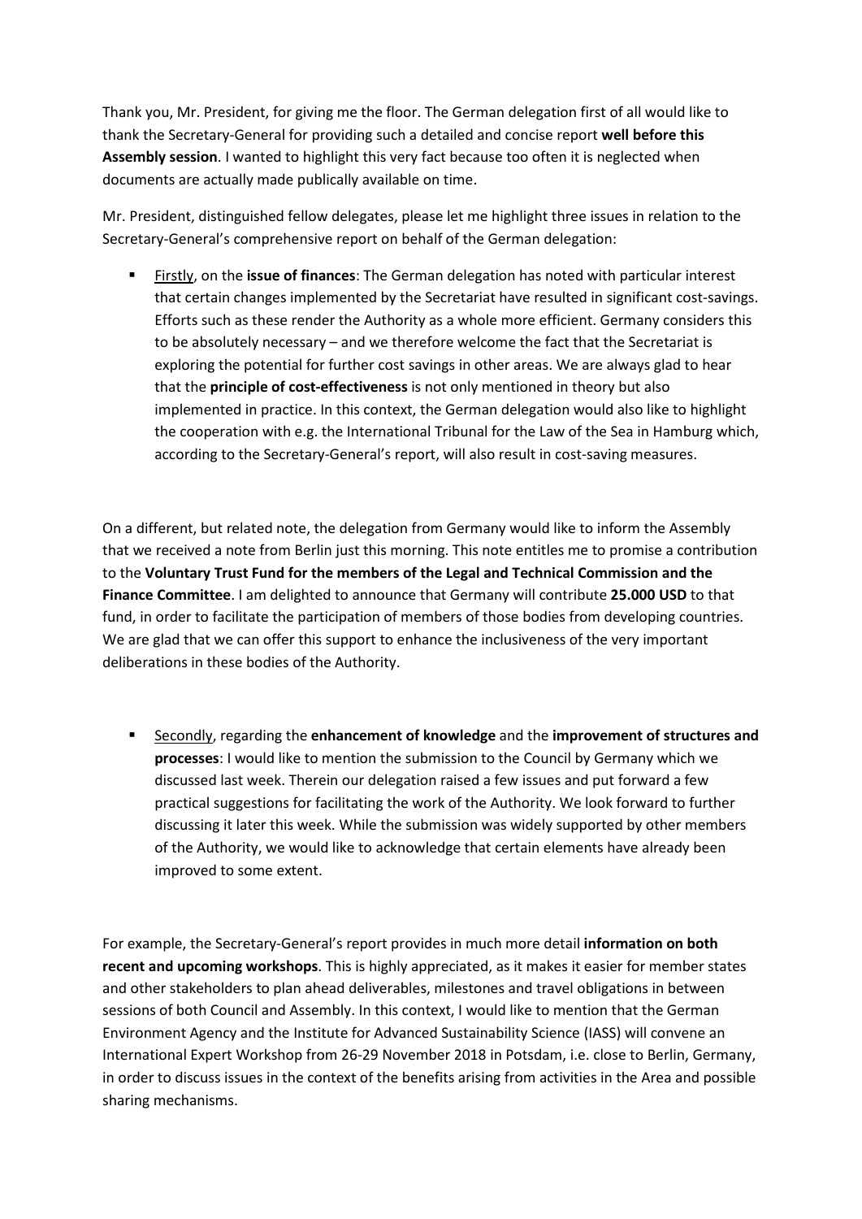Thank you, Mr. President, for giving me the floor. The German delegation first of all would like to thank the Secretary-General for providing such a detailed and concise report **well before this Assembly session**. I wanted to highlight this very fact because too often it is neglected when documents are actually made publically available on time.

Mr. President, distinguished fellow delegates, please let me highlight three issues in relation to the Secretary-General's comprehensive report on behalf of the German delegation:

- Firstly, on the **issue of finances**: The German delegation has noted with particular interest that certain changes implemented by the Secretariat have resulted in significant cost-savings. Efforts such as these render the Authority as a whole more efficient. Germany considers this to be absolutely necessary – and we therefore welcome the fact that the Secretariat is exploring the potential for further cost savings in other areas. We are always glad to hear that the **principle of cost-effectiveness** is not only mentioned in theory but also implemented in practice. In this context, the German delegation would also like to highlight the cooperation with e.g. the International Tribunal for the Law of the Sea in Hamburg which, according to the Secretary-General's report, will also result in cost-saving measures.

On a different, but related note, the delegation from Germany would like to inform the Assembly that we received a note from Berlin just this morning. This note entitles me to promise a contribution to the **Voluntary Trust Fund for the members of the Legal and Technical Commission and the Finance Committee**. I am delighted to announce that Germany will contribute **25.000 USD** to that fund, in order to facilitate the participation of members of those bodies from developing countries. We are glad that we can offer this support to enhance the inclusiveness of the very important deliberations in these bodies of the Authority.

- Secondly, regarding the **enhancement of knowledge** and the **improvement of structures and processes**: I would like to mention the submission to the Council by Germany which we discussed last week. Therein our delegation raised a few issues and put forward a few practical suggestions for facilitating the work of the Authority. We look forward to further discussing it later this week. While the submission was widely supported by other members of the Authority, we would like to acknowledge that certain elements have already been improved to some extent.

For example, the Secretary-General's report provides in much more detail **information on both recent and upcoming workshops**. This is highly appreciated, as it makes it easier for member states and other stakeholders to plan ahead deliverables, milestones and travel obligations in between sessions of both Council and Assembly. In this context, I would like to mention that the German Environment Agency and the Institute for Advanced Sustainability Science (IASS) will convene an International Expert Workshop from 26-29 November 2018 in Potsdam, i.e. close to Berlin, Germany, in order to discuss issues in the context of the benefits arising from activities in the Area and possible sharing mechanisms.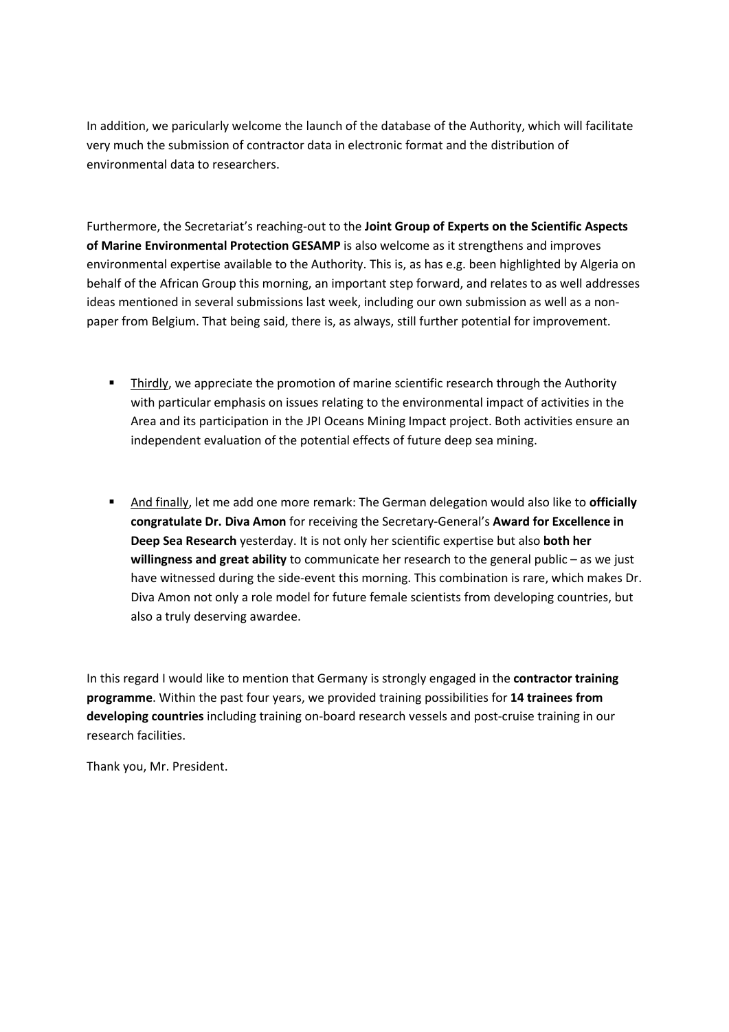In addition, we paricularly welcome the launch of the database of the Authority, which will facilitate very much the submission of contractor data in electronic format and the distribution of environmental data to researchers.

Furthermore, the Secretariat's reaching-out to the **Joint Group of Experts on the Scientific Aspects of Marine Environmental Protection GESAMP** is also welcome as it strengthens and improves environmental expertise available to the Authority. This is, as has e.g. been highlighted by Algeria on behalf of the African Group this morning, an important step forward, and relates to as well addresses ideas mentioned in several submissions last week, including our own submission as well as a non-paper from Belgium. That being said, there is, as always, still further potential for improvement.

- <u>Thirdly</u>, we appreciate the promotion of marine scientific research through the Authority with particular emphasis on issues relating to the environmental impact of activities in the Area and its participation in the JPI Oceans Mining Impact project. Both activities ensure an independent evaluation of the potential effects of future deep sea mining.

- <u>And finally</u>, let me add one more remark: The German delegation would also like to **officially congratulate Dr. Diva Amon** for receiving the Secretary-General's **Award for Excellence in Deep Sea Research** yesterday. It is not only her scientific expertise but also **both her willingness and great ability** to communicate her research to the general public – as we just have witnessed during the side-event this morning. This combination is rare, which makes Dr. Diva Amon not only a role model for future female scientists from developing countries, but also a truly deserving awardee.

In this regard I would like to mention that Germany is strongly engaged in the **contractor training programme**. Within the past four years, we provided training possibilities for **14 trainees from developing countries** including training on-board research vessels and post-cruise training in our research facilities.

Thank you, Mr. President.